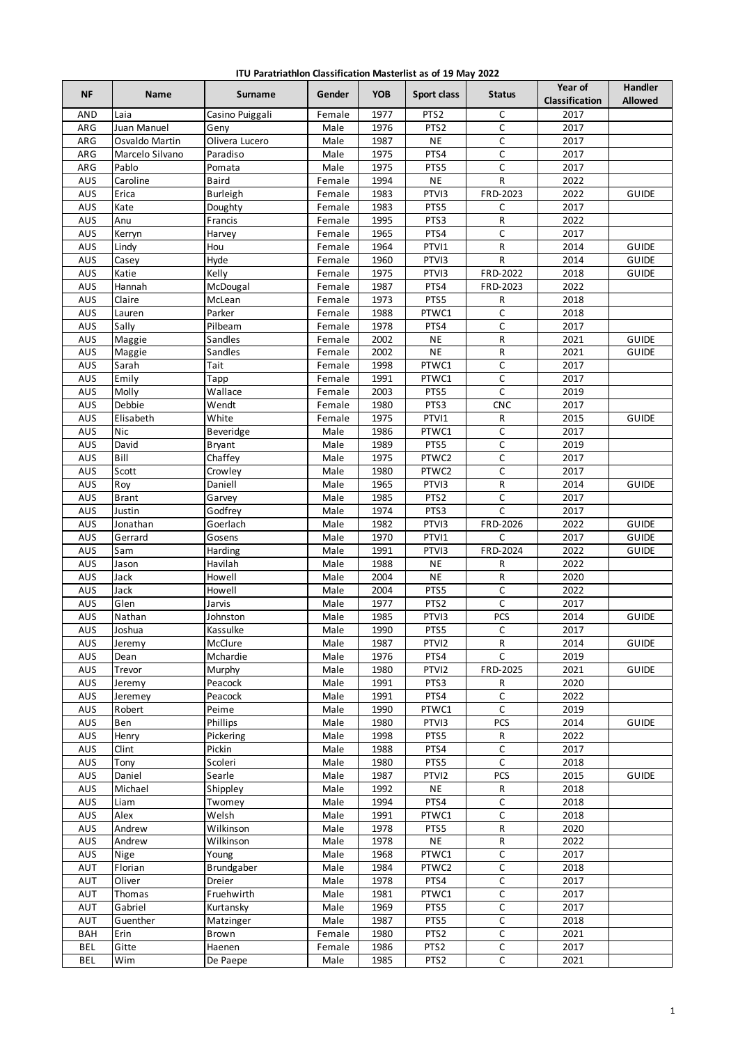**ITU Paratriathlon Classification Masterlist as of 19 May 2022**

| NF | Name | Surname | Gender | YOB | Sport class | Status | Year of Classification | Handler Allowed |
|---|---|---|---|---|---|---|---|---|
| AND | Laia | Casino Puiggali | Female | 1977 | PTS2 | C | 2017 | |
| ARG | Juan Manuel | Geny | Male | 1976 | PTS2 | C | 2017 | |
| ARG | Osvaldo Martin | Olivera Lucero | Male | 1987 | NE | C | 2017 | |
| ARG | Marcelo Silvano | Paradiso | Male | 1975 | PTS4 | C | 2017 | |
| ARG | Pablo | Pomata | Male | 1975 | PTS5 | C | 2017 | |
| AUS | Caroline | Baird | Female | 1994 | NE | R | 2022 | |
| AUS | Erica | Burleigh | Female | 1983 | PTVI3 | FRD-2023 | 2022 | GUIDE |
| AUS | Kate | Doughty | Female | 1983 | PTS5 | C | 2017 | |
| AUS | Anu | Francis | Female | 1995 | PTS3 | R | 2022 | |
| AUS | Kerryn | Harvey | Female | 1965 | PTS4 | C | 2017 | |
| AUS | Lindy | Hou | Female | 1964 | PTVI1 | R | 2014 | GUIDE |
| AUS | Casey | Hyde | Female | 1960 | PTVI3 | R | 2014 | GUIDE |
| AUS | Katie | Kelly | Female | 1975 | PTVI3 | FRD-2022 | 2018 | GUIDE |
| AUS | Hannah | McDougal | Female | 1987 | PTS4 | FRD-2023 | 2022 | |
| AUS | Claire | McLean | Female | 1973 | PTS5 | R | 2018 | |
| AUS | Lauren | Parker | Female | 1988 | PTWC1 | C | 2018 | |
| AUS | Sally | Pilbeam | Female | 1978 | PTS4 | C | 2017 | |
| AUS | Maggie | Sandles | Female | 2002 | NE | R | 2021 | GUIDE |
| AUS | Maggie | Sandles | Female | 2002 | NE | R | 2021 | GUIDE |
| AUS | Sarah | Tait | Female | 1998 | PTWC1 | C | 2017 | |
| AUS | Emily | Tapp | Female | 1991 | PTWC1 | C | 2017 | |
| AUS | Molly | Wallace | Female | 2003 | PTS5 | C | 2019 | |
| AUS | Debbie | Wendt | Female | 1980 | PTS3 | CNC | 2017 | |
| AUS | Elisabeth | White | Female | 1975 | PTVI1 | R | 2015 | GUIDE |
| AUS | Nic | Beveridge | Male | 1986 | PTWC1 | C | 2017 | |
| AUS | David | Bryant | Male | 1989 | PTS5 | C | 2019 | |
| AUS | Bill | Chaffey | Male | 1975 | PTWC2 | C | 2017 | |
| AUS | Scott | Crowley | Male | 1980 | PTWC2 | C | 2017 | |
| AUS | Roy | Daniell | Male | 1965 | PTVI3 | R | 2014 | GUIDE |
| AUS | Brant | Garvey | Male | 1985 | PTS2 | C | 2017 | |
| AUS | Justin | Godfrey | Male | 1974 | PTS3 | C | 2017 | |
| AUS | Jonathan | Goerlach | Male | 1982 | PTVI3 | FRD-2026 | 2022 | GUIDE |
| AUS | Gerrard | Gosens | Male | 1970 | PTVI1 | C | 2017 | GUIDE |
| AUS | Sam | Harding | Male | 1991 | PTVI3 | FRD-2024 | 2022 | GUIDE |
| AUS | Jason | Havilah | Male | 1988 | NE | R | 2022 | |
| AUS | Jack | Howell | Male | 2004 | NE | R | 2020 | |
| AUS | Jack | Howell | Male | 2004 | PTS5 | C | 2022 | |
| AUS | Glen | Jarvis | Male | 1977 | PTS2 | C | 2017 | |
| AUS | Nathan | Johnston | Male | 1985 | PTVI3 | PCS | 2014 | GUIDE |
| AUS | Joshua | Kassulke | Male | 1990 | PTS5 | C | 2017 | |
| AUS | Jeremy | McClure | Male | 1987 | PTVI2 | R | 2014 | GUIDE |
| AUS | Dean | Mchardie | Male | 1976 | PTS4 | C | 2019 | |
| AUS | Trevor | Murphy | Male | 1980 | PTVI2 | FRD-2025 | 2021 | GUIDE |
| AUS | Jeremy | Peacock | Male | 1991 | PTS3 | R | 2020 | |
| AUS | Jeremey | Peacock | Male | 1991 | PTS4 | C | 2022 | |
| AUS | Robert | Peime | Male | 1990 | PTWC1 | C | 2019 | |
| AUS | Ben | Phillips | Male | 1980 | PTVI3 | PCS | 2014 | GUIDE |
| AUS | Henry | Pickering | Male | 1998 | PTS5 | R | 2022 | |
| AUS | Clint | Pickin | Male | 1988 | PTS4 | C | 2017 | |
| AUS | Tony | Scoleri | Male | 1980 | PTS5 | C | 2018 | |
| AUS | Daniel | Searle | Male | 1987 | PTVI2 | PCS | 2015 | GUIDE |
| AUS | Michael | Shippley | Male | 1992 | NE | R | 2018 | |
| AUS | Liam | Twomey | Male | 1994 | PTS4 | C | 2018 | |
| AUS | Alex | Welsh | Male | 1991 | PTWC1 | C | 2018 | |
| AUS | Andrew | Wilkinson | Male | 1978 | PTS5 | R | 2020 | |
| AUS | Andrew | Wilkinson | Male | 1978 | NE | R | 2022 | |
| AUS | Nige | Young | Male | 1968 | PTWC1 | C | 2017 | |
| AUT | Florian | Brundgaber | Male | 1984 | PTWC2 | C | 2018 | |
| AUT | Oliver | Dreier | Male | 1978 | PTS4 | C | 2017 | |
| AUT | Thomas | Fruehwirth | Male | 1981 | PTWC1 | C | 2017 | |
| AUT | Gabriel | Kurtansky | Male | 1969 | PTS5 | C | 2017 | |
| AUT | Guenther | Matzinger | Male | 1987 | PTS5 | C | 2018 | |
| BAH | Erin | Brown | Female | 1980 | PTS2 | C | 2021 | |
| BEL | Gitte | Haenen | Female | 1986 | PTS2 | C | 2017 | |
| BEL | Wim | De Paepe | Male | 1985 | PTS2 | C | 2021 | |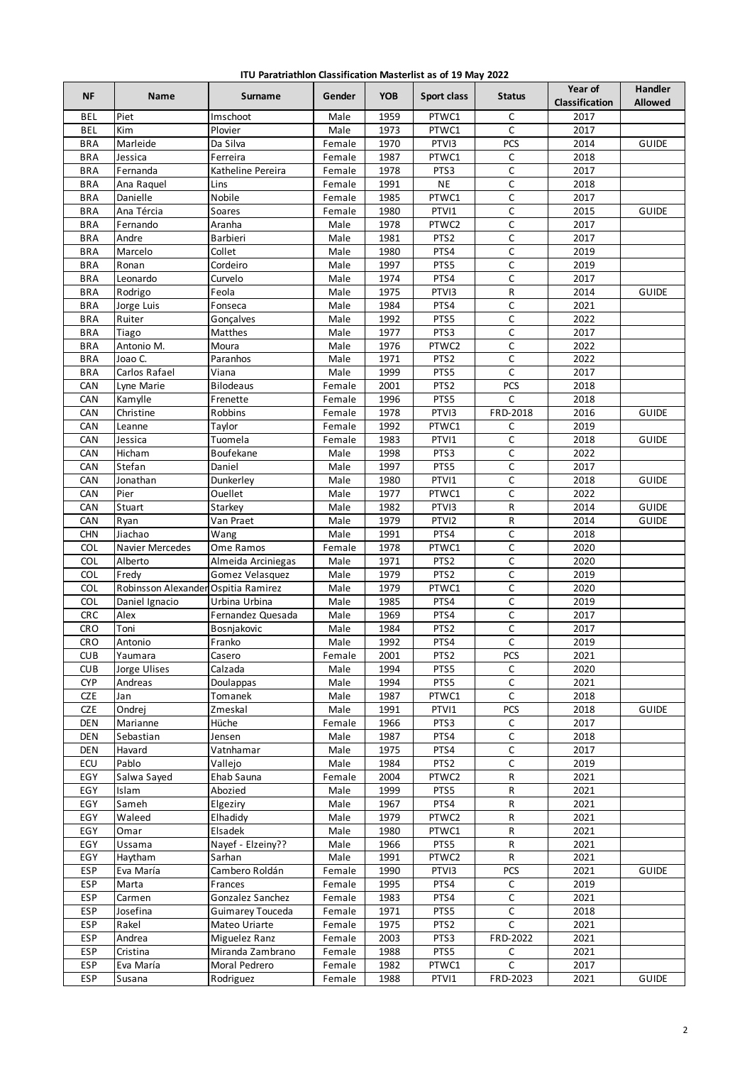**ITU Paratriathlon Classification Masterlist as of 19 May 2022**

| NF | Name | Surname | Gender | YOB | Sport class | Status | Year of Classification | Handler Allowed |
|---|---|---|---|---|---|---|---|---|
| BEL | Piet | Imschoot | Male | 1959 | PTWC1 | C | 2017 | |
| BEL | Kim | Plovier | Male | 1973 | PTWC1 | C | 2017 | |
| BRA | Marleide | Da Silva | Female | 1970 | PTVI3 | PCS | 2014 | GUIDE |
| BRA | Jessica | Ferreira | Female | 1987 | PTWC1 | C | 2018 | |
| BRA | Fernanda | Katheline Pereira | Female | 1978 | PTS3 | C | 2017 | |
| BRA | Ana Raquel | Lins | Female | 1991 | NE | C | 2018 | |
| BRA | Danielle | Nobile | Female | 1985 | PTWC1 | C | 2017 | |
| BRA | Ana Tércia | Soares | Female | 1980 | PTVI1 | C | 2015 | GUIDE |
| BRA | Fernando | Aranha | Male | 1978 | PTWC2 | C | 2017 | |
| BRA | Andre | Barbieri | Male | 1981 | PTS2 | C | 2017 | |
| BRA | Marcelo | Collet | Male | 1980 | PTS4 | C | 2019 | |
| BRA | Ronan | Cordeiro | Male | 1997 | PTS5 | C | 2019 | |
| BRA | Leonardo | Curvelo | Male | 1974 | PTS4 | C | 2017 | |
| BRA | Rodrigo | Feola | Male | 1975 | PTVI3 | R | 2014 | GUIDE |
| BRA | Jorge Luis | Fonseca | Male | 1984 | PTS4 | C | 2021 | |
| BRA | Ruiter | Gonçalves | Male | 1992 | PTS5 | C | 2022 | |
| BRA | Tiago | Matthes | Male | 1977 | PTS3 | C | 2017 | |
| BRA | Antonio M. | Moura | Male | 1976 | PTWC2 | C | 2022 | |
| BRA | Joao C. | Paranhos | Male | 1971 | PTS2 | C | 2022 | |
| BRA | Carlos Rafael | Viana | Male | 1999 | PTS5 | C | 2017 | |
| CAN | Lyne Marie | Bilodeaus | Female | 2001 | PTS2 | PCS | 2018 | |
| CAN | Kamylle | Frenette | Female | 1996 | PTS5 | C | 2018 | |
| CAN | Christine | Robbins | Female | 1978 | PTVI3 | FRD-2018 | 2016 | GUIDE |
| CAN | Leanne | Taylor | Female | 1992 | PTWC1 | C | 2019 | |
| CAN | Jessica | Tuomela | Female | 1983 | PTVI1 | C | 2018 | GUIDE |
| CAN | Hicham | Boufekane | Male | 1998 | PTS3 | C | 2022 | |
| CAN | Stefan | Daniel | Male | 1997 | PTS5 | C | 2017 | |
| CAN | Jonathan | Dunkerley | Male | 1980 | PTVI1 | C | 2018 | GUIDE |
| CAN | Pier | Ouellet | Male | 1977 | PTWC1 | C | 2022 | |
| CAN | Stuart | Starkey | Male | 1982 | PTVI3 | R | 2014 | GUIDE |
| CAN | Ryan | Van Praet | Male | 1979 | PTVI2 | R | 2014 | GUIDE |
| CHN | Jiachao | Wang | Male | 1991 | PTS4 | C | 2018 | |
| COL | Navier Mercedes | Ome Ramos | Female | 1978 | PTWC1 | C | 2020 | |
| COL | Alberto | Almeida Arciniegas | Male | 1971 | PTS2 | C | 2020 | |
| COL | Fredy | Gomez Velasquez | Male | 1979 | PTS2 | C | 2019 | |
| COL | Robinsson Alexander | Ospitia Ramirez | Male | 1979 | PTWC1 | C | 2020 | |
| COL | Daniel Ignacio | Urbina Urbina | Male | 1985 | PTS4 | C | 2019 | |
| CRC | Alex | Fernandez Quesada | Male | 1969 | PTS4 | C | 2017 | |
| CRO | Toni | Bosnjakovic | Male | 1984 | PTS2 | C | 2017 | |
| CRO | Antonio | Franko | Male | 1992 | PTS4 | C | 2019 | |
| CUB | Yaumara | Casero | Female | 2001 | PTS2 | PCS | 2021 | |
| CUB | Jorge Ulises | Calzada | Male | 1994 | PTS5 | C | 2020 | |
| CYP | Andreas | Doulappas | Male | 1994 | PTS5 | C | 2021 | |
| CZE | Jan | Tomanek | Male | 1987 | PTWC1 | C | 2018 | |
| CZE | Ondrej | Zmeskal | Male | 1991 | PTVI1 | PCS | 2018 | GUIDE |
| DEN | Marianne | Hüche | Female | 1966 | PTS3 | C | 2017 | |
| DEN | Sebastian | Jensen | Male | 1987 | PTS4 | C | 2018 | |
| DEN | Havard | Vatnhamar | Male | 1975 | PTS4 | C | 2017 | |
| ECU | Pablo | Vallejo | Male | 1984 | PTS2 | C | 2019 | |
| EGY | Salwa Sayed | Ehab Sauna | Female | 2004 | PTWC2 | R | 2021 | |
| EGY | Islam | Abozied | Male | 1999 | PTS5 | R | 2021 | |
| EGY | Sameh | Elgeziry | Male | 1967 | PTS4 | R | 2021 | |
| EGY | Waleed | Elhadidy | Male | 1979 | PTWC2 | R | 2021 | |
| EGY | Omar | Elsadek | Male | 1980 | PTWC1 | R | 2021 | |
| EGY | Ussama | Nayef - Elzeiny?? | Male | 1966 | PTS5 | R | 2021 | |
| EGY | Haytham | Sarhan | Male | 1991 | PTWC2 | R | 2021 | |
| ESP | Eva María | Cambero Roldán | Female | 1990 | PTVI3 | PCS | 2021 | GUIDE |
| ESP | Marta | Frances | Female | 1995 | PTS4 | C | 2019 | |
| ESP | Carmen | Gonzalez Sanchez | Female | 1983 | PTS4 | C | 2021 | |
| ESP | Josefina | Guimarey Touceda | Female | 1971 | PTS5 | C | 2018 | |
| ESP | Rakel | Mateo Uriarte | Female | 1975 | PTS2 | C | 2021 | |
| ESP | Andrea | Miguelez Ranz | Female | 2003 | PTS3 | FRD-2022 | 2021 | |
| ESP | Cristina | Miranda Zambrano | Female | 1988 | PTS5 | C | 2021 | |
| ESP | Eva María | Moral Pedrero | Female | 1982 | PTWC1 | C | 2017 | |
| ESP | Susana | Rodriguez | Female | 1988 | PTVI1 | FRD-2023 | 2021 | GUIDE |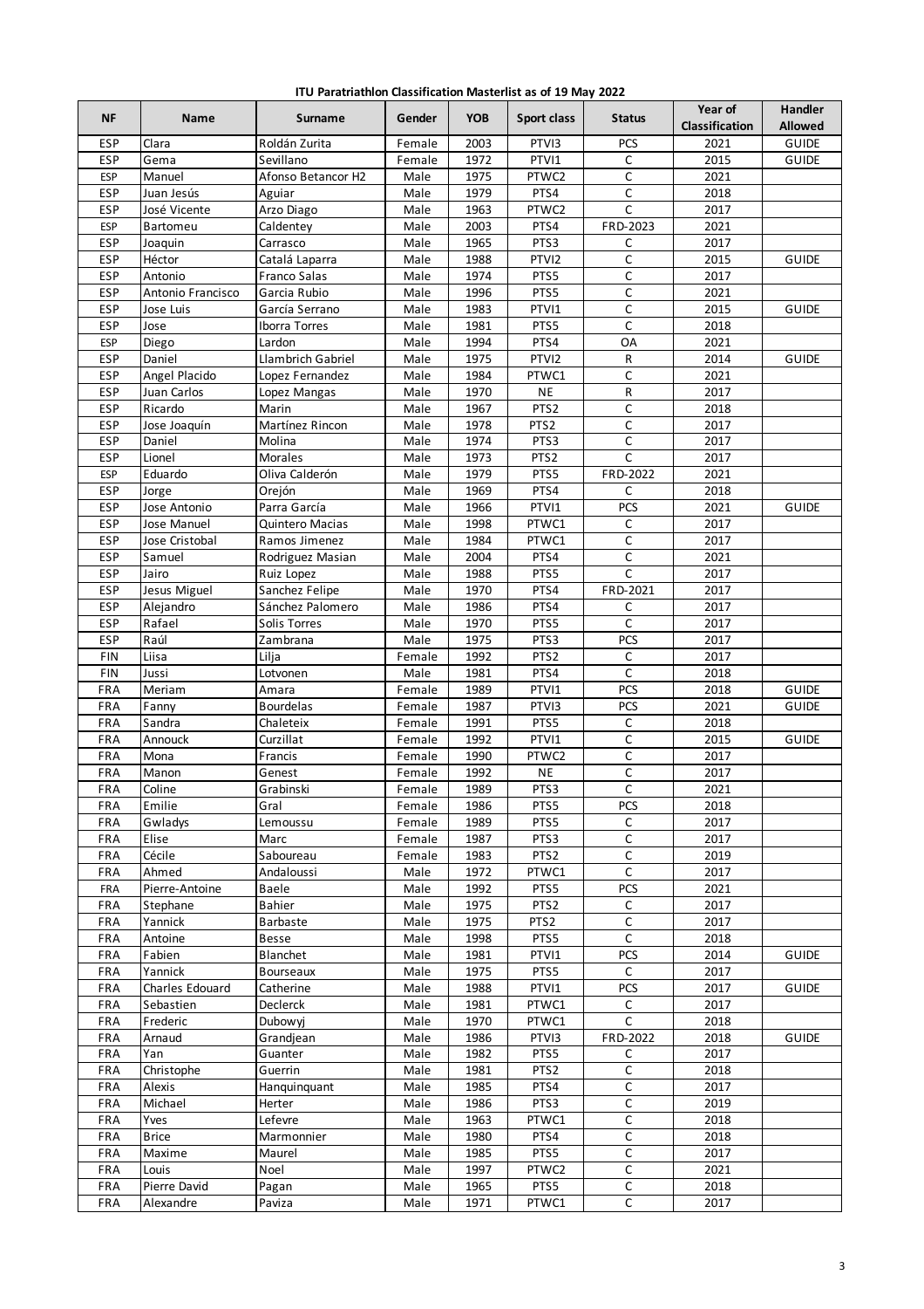**ITU Paratriathlon Classification Masterlist as of 19 May 2022**

| NF | Name | Surname | Gender | YOB | Sport class | Status | Year of Classification | Handler Allowed |
|---|---|---|---|---|---|---|---|---|
| ESP | Clara | Roldán Zurita | Female | 2003 | PTVI3 | PCS | 2021 | GUIDE |
| ESP | Gema | Sevillano | Female | 1972 | PTVI1 | C | 2015 | GUIDE |
| ESP | Manuel | Afonso Betancor H2 | Male | 1975 | PTWC2 | C | 2021 | |
| ESP | Juan Jesús | Aguiar | Male | 1979 | PTS4 | C | 2018 | |
| ESP | José Vicente | Arzo Diago | Male | 1963 | PTWC2 | C | 2017 | |
| ESP | Bartomeu | Caldentey | Male | 2003 | PTS4 | FRD-2023 | 2021 | |
| ESP | Joaquin | Carrasco | Male | 1965 | PTS3 | C | 2017 | |
| ESP | Héctor | Catalá Laparra | Male | 1988 | PTVI2 | C | 2015 | GUIDE |
| ESP | Antonio | Franco Salas | Male | 1974 | PTS5 | C | 2017 | |
| ESP | Antonio Francisco | Garcia Rubio | Male | 1996 | PTS5 | C | 2021 | |
| ESP | Jose Luis | García Serrano | Male | 1983 | PTVI1 | C | 2015 | GUIDE |
| ESP | Jose | Iborra Torres | Male | 1981 | PTS5 | C | 2018 | |
| ESP | Diego | Lardon | Male | 1994 | PTS4 | OA | 2021 | |
| ESP | Daniel | Llambrich Gabriel | Male | 1975 | PTVI2 | R | 2014 | GUIDE |
| ESP | Angel Placido | Lopez Fernandez | Male | 1984 | PTWC1 | C | 2021 | |
| ESP | Juan Carlos | Lopez Mangas | Male | 1970 | NE | R | 2017 | |
| ESP | Ricardo | Marin | Male | 1967 | PTS2 | C | 2018 | |
| ESP | Jose Joaquín | Martínez Rincon | Male | 1978 | PTS2 | C | 2017 | |
| ESP | Daniel | Molina | Male | 1974 | PTS3 | C | 2017 | |
| ESP | Lionel | Morales | Male | 1973 | PTS2 | C | 2017 | |
| ESP | Eduardo | Oliva Calderón | Male | 1979 | PTS5 | FRD-2022 | 2021 | |
| ESP | Jorge | Orejón | Male | 1969 | PTS4 | C | 2018 | |
| ESP | Jose Antonio | Parra García | Male | 1966 | PTVI1 | PCS | 2021 | GUIDE |
| ESP | Jose Manuel | Quintero Macias | Male | 1998 | PTWC1 | C | 2017 | |
| ESP | Jose Cristobal | Ramos Jimenez | Male | 1984 | PTWC1 | C | 2017 | |
| ESP | Samuel | Rodriguez Masian | Male | 2004 | PTS4 | C | 2021 | |
| ESP | Jairo | Ruiz Lopez | Male | 1988 | PTS5 | C | 2017 | |
| ESP | Jesus Miguel | Sanchez Felipe | Male | 1970 | PTS4 | FRD-2021 | 2017 | |
| ESP | Alejandro | Sánchez Palomero | Male | 1986 | PTS4 | C | 2017 | |
| ESP | Rafael | Solis Torres | Male | 1970 | PTS5 | C | 2017 | |
| ESP | Raúl | Zambrana | Male | 1975 | PTS3 | PCS | 2017 | |
| FIN | Liisa | Lilja | Female | 1992 | PTS2 | C | 2017 | |
| FIN | Jussi | Lotvonen | Male | 1981 | PTS4 | C | 2018 | |
| FRA | Meriam | Amara | Female | 1989 | PTVI1 | PCS | 2018 | GUIDE |
| FRA | Fanny | Bourdelas | Female | 1987 | PTVI3 | PCS | 2021 | GUIDE |
| FRA | Sandra | Chaleteix | Female | 1991 | PTS5 | C | 2018 | |
| FRA | Annouck | Curzillat | Female | 1992 | PTVI1 | C | 2015 | GUIDE |
| FRA | Mona | Francis | Female | 1990 | PTWC2 | C | 2017 | |
| FRA | Manon | Genest | Female | 1992 | NE | C | 2017 | |
| FRA | Coline | Grabinski | Female | 1989 | PTS3 | C | 2021 | |
| FRA | Emilie | Gral | Female | 1986 | PTS5 | PCS | 2018 | |
| FRA | Gwladys | Lemoussu | Female | 1989 | PTS5 | C | 2017 | |
| FRA | Elise | Marc | Female | 1987 | PTS3 | C | 2017 | |
| FRA | Cécile | Saboureau | Female | 1983 | PTS2 | C | 2019 | |
| FRA | Ahmed | Andaloussi | Male | 1972 | PTWC1 | C | 2017 | |
| FRA | Pierre-Antoine | Baele | Male | 1992 | PTS5 | PCS | 2021 | |
| FRA | Stephane | Bahier | Male | 1975 | PTS2 | C | 2017 | |
| FRA | Yannick | Barbaste | Male | 1975 | PTS2 | C | 2017 | |
| FRA | Antoine | Besse | Male | 1998 | PTS5 | C | 2018 | |
| FRA | Fabien | Blanchet | Male | 1981 | PTVI1 | PCS | 2014 | GUIDE |
| FRA | Yannick | Bourseaux | Male | 1975 | PTS5 | C | 2017 | |
| FRA | Charles Edouard | Catherine | Male | 1988 | PTVI1 | PCS | 2017 | GUIDE |
| FRA | Sebastien | Declerck | Male | 1981 | PTWC1 | C | 2017 | |
| FRA | Frederic | Dubowyj | Male | 1970 | PTWC1 | C | 2018 | |
| FRA | Arnaud | Grandjean | Male | 1986 | PTVI3 | FRD-2022 | 2018 | GUIDE |
| FRA | Yan | Guanter | Male | 1982 | PTS5 | C | 2017 | |
| FRA | Christophe | Guerrin | Male | 1981 | PTS2 | C | 2018 | |
| FRA | Alexis | Hanquinquant | Male | 1985 | PTS4 | C | 2017 | |
| FRA | Michael | Herter | Male | 1986 | PTS3 | C | 2019 | |
| FRA | Yves | Lefevre | Male | 1963 | PTWC1 | C | 2018 | |
| FRA | Brice | Marmonnier | Male | 1980 | PTS4 | C | 2018 | |
| FRA | Maxime | Maurel | Male | 1985 | PTS5 | C | 2017 | |
| FRA | Louis | Noel | Male | 1997 | PTWC2 | C | 2021 | |
| FRA | Pierre David | Pagan | Male | 1965 | PTS5 | C | 2018 | |
| FRA | Alexandre | Paviza | Male | 1971 | PTWC1 | C | 2017 | |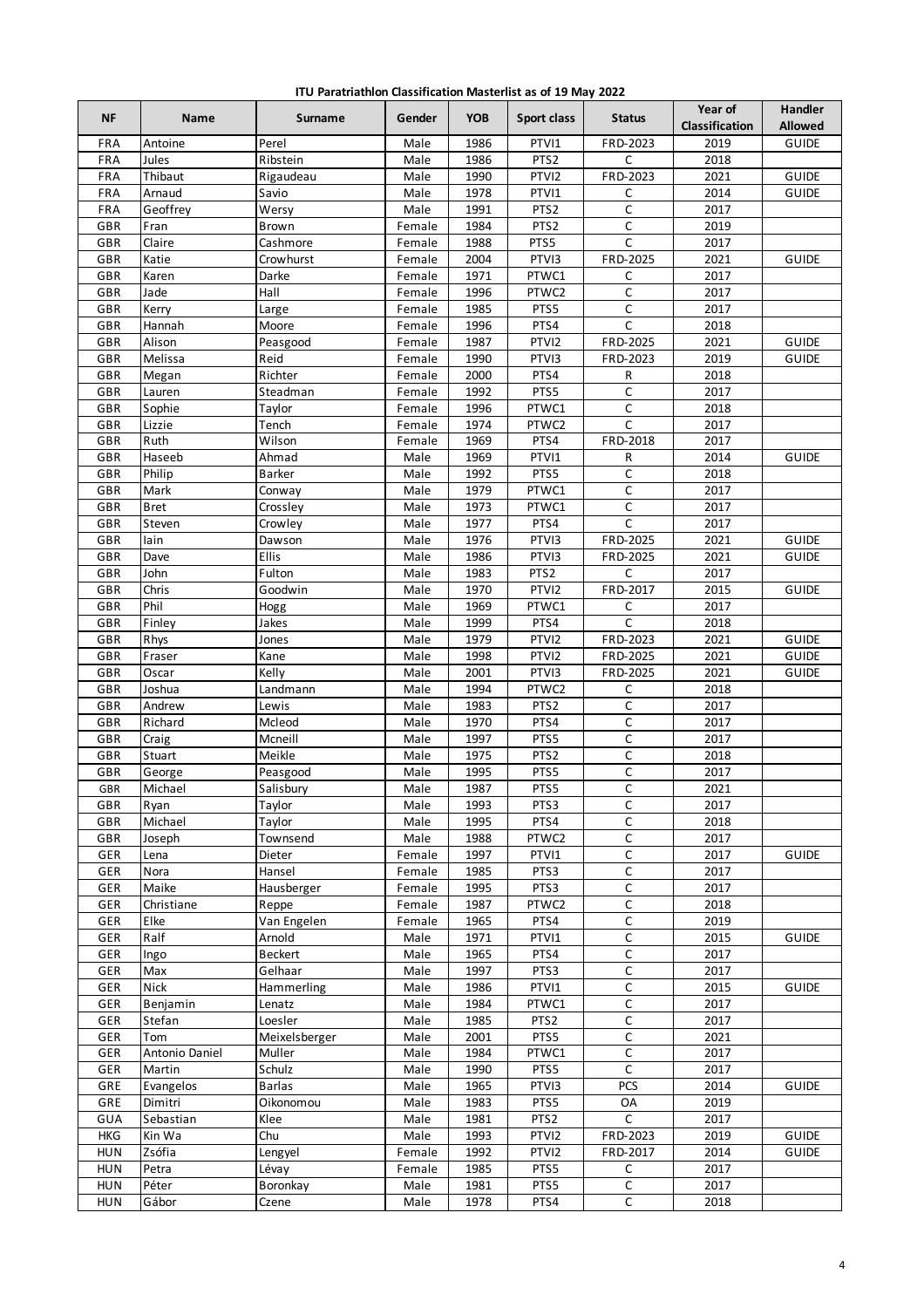**ITU Paratriathlon Classification Masterlist as of 19 May 2022**

| NF | Name | Surname | Gender | YOB | Sport class | Status | Year of Classification | Handler Allowed |
|---|---|---|---|---|---|---|---|---|
| FRA | Antoine | Perel | Male | 1986 | PTVI1 | FRD-2023 | 2019 | GUIDE |
| FRA | Jules | Ribstein | Male | 1986 | PTS2 | C | 2018 | |
| FRA | Thibaut | Rigaudeau | Male | 1990 | PTVI2 | FRD-2023 | 2021 | GUIDE |
| FRA | Arnaud | Savio | Male | 1978 | PTVI1 | C | 2014 | GUIDE |
| FRA | Geoffrey | Wersy | Male | 1991 | PTS2 | C | 2017 | |
| GBR | Fran | Brown | Female | 1984 | PTS2 | C | 2019 | |
| GBR | Claire | Cashmore | Female | 1988 | PTS5 | C | 2017 | |
| GBR | Katie | Crowhurst | Female | 2004 | PTVI3 | FRD-2025 | 2021 | GUIDE |
| GBR | Karen | Darke | Female | 1971 | PTWC1 | C | 2017 | |
| GBR | Jade | Hall | Female | 1996 | PTWC2 | C | 2017 | |
| GBR | Kerry | Large | Female | 1985 | PTS5 | C | 2017 | |
| GBR | Hannah | Moore | Female | 1996 | PTS4 | C | 2018 | |
| GBR | Alison | Peasgood | Female | 1987 | PTVI2 | FRD-2025 | 2021 | GUIDE |
| GBR | Melissa | Reid | Female | 1990 | PTVI3 | FRD-2023 | 2019 | GUIDE |
| GBR | Megan | Richter | Female | 2000 | PTS4 | R | 2018 | |
| GBR | Lauren | Steadman | Female | 1992 | PTS5 | C | 2017 | |
| GBR | Sophie | Taylor | Female | 1996 | PTWC1 | C | 2018 | |
| GBR | Lizzie | Tench | Female | 1974 | PTWC2 | C | 2017 | |
| GBR | Ruth | Wilson | Female | 1969 | PTS4 | FRD-2018 | 2017 | |
| GBR | Haseeb | Ahmad | Male | 1969 | PTVI1 | R | 2014 | GUIDE |
| GBR | Philip | Barker | Male | 1992 | PTS5 | C | 2018 | |
| GBR | Mark | Conway | Male | 1979 | PTWC1 | C | 2017 | |
| GBR | Bret | Crossley | Male | 1973 | PTWC1 | C | 2017 | |
| GBR | Steven | Crowley | Male | 1977 | PTS4 | C | 2017 | |
| GBR | Iain | Dawson | Male | 1976 | PTVI3 | FRD-2025 | 2021 | GUIDE |
| GBR | Dave | Ellis | Male | 1986 | PTVI3 | FRD-2025 | 2021 | GUIDE |
| GBR | John | Fulton | Male | 1983 | PTS2 | C | 2017 | |
| GBR | Chris | Goodwin | Male | 1970 | PTVI2 | FRD-2017 | 2015 | GUIDE |
| GBR | Phil | Hogg | Male | 1969 | PTWC1 | C | 2017 | |
| GBR | Finley | Jakes | Male | 1999 | PTS4 | C | 2018 | |
| GBR | Rhys | Jones | Male | 1979 | PTVI2 | FRD-2023 | 2021 | GUIDE |
| GBR | Fraser | Kane | Male | 1998 | PTVI2 | FRD-2025 | 2021 | GUIDE |
| GBR | Oscar | Kelly | Male | 2001 | PTVI3 | FRD-2025 | 2021 | GUIDE |
| GBR | Joshua | Landmann | Male | 1994 | PTWC2 | C | 2018 | |
| GBR | Andrew | Lewis | Male | 1983 | PTS2 | C | 2017 | |
| GBR | Richard | Mcleod | Male | 1970 | PTS4 | C | 2017 | |
| GBR | Craig | Mcneill | Male | 1997 | PTS5 | C | 2017 | |
| GBR | Stuart | Meikle | Male | 1975 | PTS2 | C | 2018 | |
| GBR | George | Peasgood | Male | 1995 | PTS5 | C | 2017 | |
| GBR | Michael | Salisbury | Male | 1987 | PTS5 | C | 2021 | |
| GBR | Ryan | Taylor | Male | 1993 | PTS3 | C | 2017 | |
| GBR | Michael | Taylor | Male | 1995 | PTS4 | C | 2018 | |
| GBR | Joseph | Townsend | Male | 1988 | PTWC2 | C | 2017 | |
| GER | Lena | Dieter | Female | 1997 | PTVI1 | C | 2017 | GUIDE |
| GER | Nora | Hansel | Female | 1985 | PTS3 | C | 2017 | |
| GER | Maike | Hausberger | Female | 1995 | PTS3 | C | 2017 | |
| GER | Christiane | Reppe | Female | 1987 | PTWC2 | C | 2018 | |
| GER | Elke | Van Engelen | Female | 1965 | PTS4 | C | 2019 | |
| GER | Ralf | Arnold | Male | 1971 | PTVI1 | C | 2015 | GUIDE |
| GER | Ingo | Beckert | Male | 1965 | PTS4 | C | 2017 | |
| GER | Max | Gelhaar | Male | 1997 | PTS3 | C | 2017 | |
| GER | Nick | Hammerling | Male | 1986 | PTVI1 | C | 2015 | GUIDE |
| GER | Benjamin | Lenatz | Male | 1984 | PTWC1 | C | 2017 | |
| GER | Stefan | Loesler | Male | 1985 | PTS2 | C | 2017 | |
| GER | Tom | Meixelsberger | Male | 2001 | PTS5 | C | 2021 | |
| GER | Antonio Daniel | Muller | Male | 1984 | PTWC1 | C | 2017 | |
| GER | Martin | Schulz | Male | 1990 | PTS5 | C | 2017 | |
| GRE | Evangelos | Barlas | Male | 1965 | PTVI3 | PCS | 2014 | GUIDE |
| GRE | Dimitri | Oikonomou | Male | 1983 | PTS5 | OA | 2019 | |
| GUA | Sebastian | Klee | Male | 1981 | PTS2 | C | 2017 | |
| HKG | Kin Wa | Chu | Male | 1993 | PTVI2 | FRD-2023 | 2019 | GUIDE |
| HUN | Zsófia | Lengyel | Female | 1992 | PTVI2 | FRD-2017 | 2014 | GUIDE |
| HUN | Petra | Lévay | Female | 1985 | PTS5 | C | 2017 | |
| HUN | Péter | Boronkay | Male | 1981 | PTS5 | C | 2017 | |
| HUN | Gábor | Czene | Male | 1978 | PTS4 | C | 2018 | |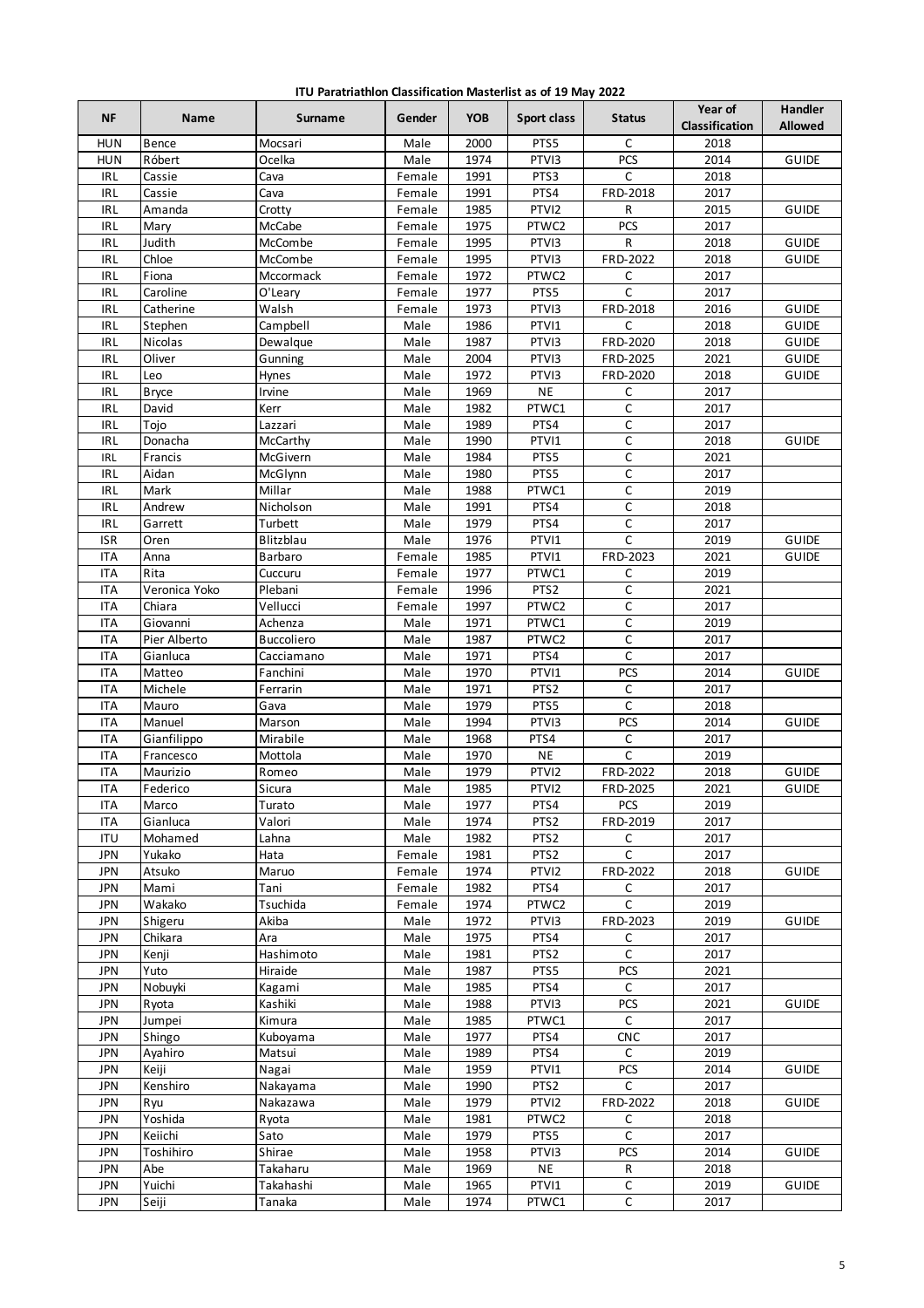**ITU Paratriathlon Classification Masterlist as of 19 May 2022**

| NF | Name | Surname | Gender | YOB | Sport class | Status | Year of Classification | Handler Allowed |
|---|---|---|---|---|---|---|---|---|
| HUN | Bence | Mocsari | Male | 2000 | PTS5 | C | 2018 | |
| HUN | Róbert | Ocelka | Male | 1974 | PTVI3 | PCS | 2014 | GUIDE |
| IRL | Cassie | Cava | Female | 1991 | PTS3 | C | 2018 | |
| IRL | Cassie | Cava | Female | 1991 | PTS4 | FRD-2018 | 2017 | |
| IRL | Amanda | Crotty | Female | 1985 | PTVI2 | R | 2015 | GUIDE |
| IRL | Mary | McCabe | Female | 1975 | PTWC2 | PCS | 2017 | |
| IRL | Judith | McCombe | Female | 1995 | PTVI3 | R | 2018 | GUIDE |
| IRL | Chloe | McCombe | Female | 1995 | PTVI3 | FRD-2022 | 2018 | GUIDE |
| IRL | Fiona | Mccormack | Female | 1972 | PTWC2 | C | 2017 | |
| IRL | Caroline | O'Leary | Female | 1977 | PTS5 | C | 2017 | |
| IRL | Catherine | Walsh | Female | 1973 | PTVI3 | FRD-2018 | 2016 | GUIDE |
| IRL | Stephen | Campbell | Male | 1986 | PTVI1 | C | 2018 | GUIDE |
| IRL | Nicolas | Dewalque | Male | 1987 | PTVI3 | FRD-2020 | 2018 | GUIDE |
| IRL | Oliver | Gunning | Male | 2004 | PTVI3 | FRD-2025 | 2021 | GUIDE |
| IRL | Leo | Hynes | Male | 1972 | PTVI3 | FRD-2020 | 2018 | GUIDE |
| IRL | Bryce | Irvine | Male | 1969 | NE | C | 2017 | |
| IRL | David | Kerr | Male | 1982 | PTWC1 | C | 2017 | |
| IRL | Tojo | Lazzari | Male | 1989 | PTS4 | C | 2017 | |
| IRL | Donacha | McCarthy | Male | 1990 | PTVI1 | C | 2018 | GUIDE |
| IRL | Francis | McGivern | Male | 1984 | PTS5 | C | 2021 | |
| IRL | Aidan | McGlynn | Male | 1980 | PTS5 | C | 2017 | |
| IRL | Mark | Millar | Male | 1988 | PTWC1 | C | 2019 | |
| IRL | Andrew | Nicholson | Male | 1991 | PTS4 | C | 2018 | |
| IRL | Garrett | Turbett | Male | 1979 | PTS4 | C | 2017 | |
| ISR | Oren | Blitzblau | Male | 1976 | PTVI1 | C | 2019 | GUIDE |
| ITA | Anna | Barbaro | Female | 1985 | PTVI1 | FRD-2023 | 2021 | GUIDE |
| ITA | Rita | Cuccuru | Female | 1977 | PTWC1 | C | 2019 | |
| ITA | Veronica Yoko | Plebani | Female | 1996 | PTS2 | C | 2021 | |
| ITA | Chiara | Vellucci | Female | 1997 | PTWC2 | C | 2017 | |
| ITA | Giovanni | Achenza | Male | 1971 | PTWC1 | C | 2019 | |
| ITA | Pier Alberto | Buccoliero | Male | 1987 | PTWC2 | C | 2017 | |
| ITA | Gianluca | Cacciamano | Male | 1971 | PTS4 | C | 2017 | |
| ITA | Matteo | Fanchini | Male | 1970 | PTVI1 | PCS | 2014 | GUIDE |
| ITA | Michele | Ferrarin | Male | 1971 | PTS2 | C | 2017 | |
| ITA | Mauro | Gava | Male | 1979 | PTS5 | C | 2018 | |
| ITA | Manuel | Marson | Male | 1994 | PTVI3 | PCS | 2014 | GUIDE |
| ITA | Gianfilippo | Mirabile | Male | 1968 | PTS4 | C | 2017 | |
| ITA | Francesco | Mottola | Male | 1970 | NE | C | 2019 | |
| ITA | Maurizio | Romeo | Male | 1979 | PTVI2 | FRD-2022 | 2018 | GUIDE |
| ITA | Federico | Sicura | Male | 1985 | PTVI2 | FRD-2025 | 2021 | GUIDE |
| ITA | Marco | Turato | Male | 1977 | PTS4 | PCS | 2019 | |
| ITA | Gianluca | Valori | Male | 1974 | PTS2 | FRD-2019 | 2017 | |
| ITU | Mohamed | Lahna | Male | 1982 | PTS2 | C | 2017 | |
| JPN | Yukako | Hata | Female | 1981 | PTS2 | C | 2017 | |
| JPN | Atsuko | Maruo | Female | 1974 | PTVI2 | FRD-2022 | 2018 | GUIDE |
| JPN | Mami | Tani | Female | 1982 | PTS4 | C | 2017 | |
| JPN | Wakako | Tsuchida | Female | 1974 | PTWC2 | C | 2019 | |
| JPN | Shigeru | Akiba | Male | 1972 | PTVI3 | FRD-2023 | 2019 | GUIDE |
| JPN | Chikara | Ara | Male | 1975 | PTS4 | C | 2017 | |
| JPN | Kenji | Hashimoto | Male | 1981 | PTS2 | C | 2017 | |
| JPN | Yuto | Hiraide | Male | 1987 | PTS5 | PCS | 2021 | |
| JPN | Nobuyki | Kagami | Male | 1985 | PTS4 | C | 2017 | |
| JPN | Ryota | Kashiki | Male | 1988 | PTVI3 | PCS | 2021 | GUIDE |
| JPN | Jumpei | Kimura | Male | 1985 | PTWC1 | C | 2017 | |
| JPN | Shingo | Kuboyama | Male | 1977 | PTS4 | CNC | 2017 | |
| JPN | Ayahiro | Matsui | Male | 1989 | PTS4 | C | 2019 | |
| JPN | Keiji | Nagai | Male | 1959 | PTVI1 | PCS | 2014 | GUIDE |
| JPN | Kenshiro | Nakayama | Male | 1990 | PTS2 | C | 2017 | |
| JPN | Ryu | Nakazawa | Male | 1979 | PTVI2 | FRD-2022 | 2018 | GUIDE |
| JPN | Yoshida | Ryota | Male | 1981 | PTWC2 | C | 2018 | |
| JPN | Keiichi | Sato | Male | 1979 | PTS5 | C | 2017 | |
| JPN | Toshihiro | Shirae | Male | 1958 | PTVI3 | PCS | 2014 | GUIDE |
| JPN | Abe | Takaharu | Male | 1969 | NE | R | 2018 | |
| JPN | Yuichi | Takahashi | Male | 1965 | PTVI1 | C | 2019 | GUIDE |
| JPN | Seiji | Tanaka | Male | 1974 | PTWC1 | C | 2017 | |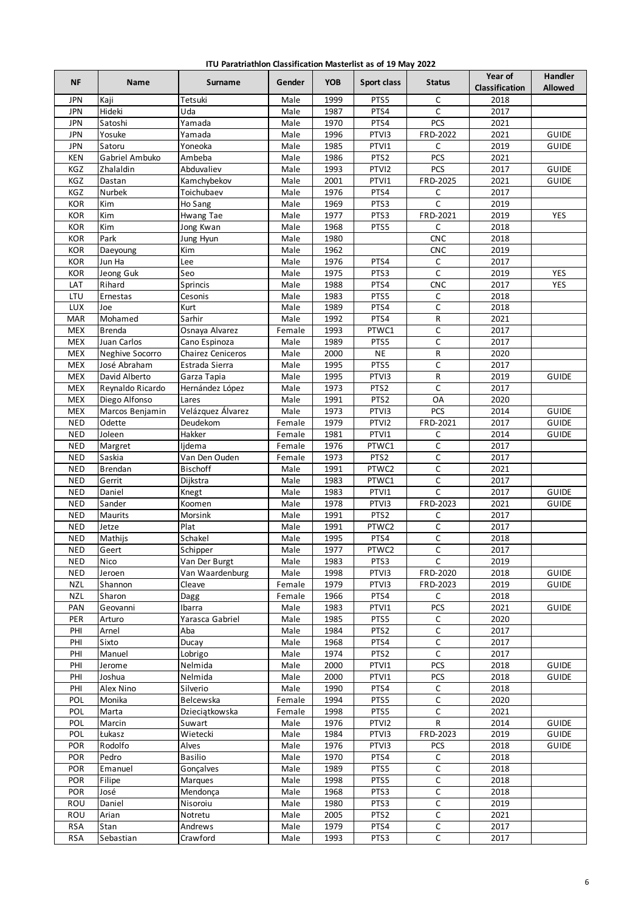**ITU Paratriathlon Classification Masterlist as of 19 May 2022**

| NF | Name | Surname | Gender | YOB | Sport class | Status | Year of Classification | Handler Allowed |
|---|---|---|---|---|---|---|---|---|
| JPN | Kaji | Tetsuki | Male | 1999 | PTS5 | C | 2018 | |
| JPN | Hideki | Uda | Male | 1987 | PTS4 | C | 2017 | |
| JPN | Satoshi | Yamada | Male | 1970 | PTS4 | PCS | 2021 | |
| JPN | Yosuke | Yamada | Male | 1996 | PTVI3 | FRD-2022 | 2021 | GUIDE |
| JPN | Satoru | Yoneoka | Male | 1985 | PTVI1 | C | 2019 | GUIDE |
| KEN | Gabriel Ambuko | Ambeba | Male | 1986 | PTS2 | PCS | 2021 | |
| KGZ | Zhalaldin | Abduvaliev | Male | 1993 | PTVI2 | PCS | 2017 | GUIDE |
| KGZ | Dastan | Kamchybekov | Male | 2001 | PTVI1 | FRD-2025 | 2021 | GUIDE |
| KGZ | Nurbek | Toichubaev | Male | 1976 | PTS4 | C | 2017 | |
| KOR | Kim | Ho Sang | Male | 1969 | PTS3 | C | 2019 | |
| KOR | Kim | Hwang Tae | Male | 1977 | PTS3 | FRD-2021 | 2019 | YES |
| KOR | Kim | Jong Kwan | Male | 1968 | PTS5 | C | 2018 | |
| KOR | Park | Jung Hyun | Male | 1980 | | CNC | 2018 | |
| KOR | Daeyoung | Kim | Male | 1962 | | CNC | 2019 | |
| KOR | Jun Ha | Lee | Male | 1976 | PTS4 | C | 2017 | |
| KOR | Jeong Guk | Seo | Male | 1975 | PTS3 | C | 2019 | YES |
| LAT | Rihard | Sprincis | Male | 1988 | PTS4 | CNC | 2017 | YES |
| LTU | Ernestas | Cesonis | Male | 1983 | PTS5 | C | 2018 | |
| LUX | Joe | Kurt | Male | 1989 | PTS4 | C | 2018 | |
| MAR | Mohamed | Sarhir | Male | 1992 | PTS4 | R | 2021 | |
| MEX | Brenda | Osnaya Alvarez | Female | 1993 | PTWC1 | C | 2017 | |
| MEX | Juan Carlos | Cano Espinoza | Male | 1989 | PTS5 | C | 2017 | |
| MEX | Neghive Socorro | Chairez Ceniceros | Male | 2000 | NE | R | 2020 | |
| MEX | José Abraham | Estrada Sierra | Male | 1995 | PTS5 | C | 2017 | |
| MEX | David Alberto | Garza Tapia | Male | 1995 | PTVI3 | R | 2019 | GUIDE |
| MEX | Reynaldo Ricardo | Hernández López | Male | 1973 | PTS2 | C | 2017 | |
| MEX | Diego Alfonso | Lares | Male | 1991 | PTS2 | OA | 2020 | |
| MEX | Marcos Benjamin | Velázquez Álvarez | Male | 1973 | PTVI3 | PCS | 2014 | GUIDE |
| NED | Odette | Deudekom | Female | 1979 | PTVI2 | FRD-2021 | 2017 | GUIDE |
| NED | Joleen | Hakker | Female | 1981 | PTVI1 | C | 2014 | GUIDE |
| NED | Margret | Ijdema | Female | 1976 | PTWC1 | C | 2017 | |
| NED | Saskia | Van Den Ouden | Female | 1973 | PTS2 | C | 2017 | |
| NED | Brendan | Bischoff | Male | 1991 | PTWC2 | C | 2021 | |
| NED | Gerrit | Dijkstra | Male | 1983 | PTWC1 | C | 2017 | |
| NED | Daniel | Knegt | Male | 1983 | PTVI1 | C | 2017 | GUIDE |
| NED | Sander | Koomen | Male | 1978 | PTVI3 | FRD-2023 | 2021 | GUIDE |
| NED | Maurits | Morsink | Male | 1991 | PTS2 | C | 2017 | |
| NED | Jetze | Plat | Male | 1991 | PTWC2 | C | 2017 | |
| NED | Mathijs | Schakel | Male | 1995 | PTS4 | C | 2018 | |
| NED | Geert | Schipper | Male | 1977 | PTWC2 | C | 2017 | |
| NED | Nico | Van Der Burgt | Male | 1983 | PTS3 | C | 2019 | |
| NED | Jeroen | Van Waardenburg | Male | 1998 | PTVI3 | FRD-2020 | 2018 | GUIDE |
| NZL | Shannon | Cleave | Female | 1979 | PTVI3 | FRD-2023 | 2019 | GUIDE |
| NZL | Sharon | Dagg | Female | 1966 | PTS4 | C | 2018 | |
| PAN | Geovanni | Ibarra | Male | 1983 | PTVI1 | PCS | 2021 | GUIDE |
| PER | Arturo | Yarasca Gabriel | Male | 1985 | PTS5 | C | 2020 | |
| PHI | Arnel | Aba | Male | 1984 | PTS2 | C | 2017 | |
| PHI | Sixto | Ducay | Male | 1968 | PTS4 | C | 2017 | |
| PHI | Manuel | Lobrigo | Male | 1974 | PTS2 | C | 2017 | |
| PHI | Jerome | Nelmida | Male | 2000 | PTVI1 | PCS | 2018 | GUIDE |
| PHI | Joshua | Nelmida | Male | 2000 | PTVI1 | PCS | 2018 | GUIDE |
| PHI | Alex Nino | Silverio | Male | 1990 | PTS4 | C | 2018 | |
| POL | Monika | Belcewska | Female | 1994 | PTS5 | C | 2020 | |
| POL | Marta | Dzieciątkowska | Female | 1998 | PTS5 | C | 2021 | |
| POL | Marcin | Suwart | Male | 1976 | PTVI2 | R | 2014 | GUIDE |
| POL | Łukasz | Wietecki | Male | 1984 | PTVI3 | FRD-2023 | 2019 | GUIDE |
| POR | Rodolfo | Alves | Male | 1976 | PTVI3 | PCS | 2018 | GUIDE |
| POR | Pedro | Basilio | Male | 1970 | PTS4 | C | 2018 | |
| POR | Emanuel | Gonçalves | Male | 1989 | PTS5 | C | 2018 | |
| POR | Filipe | Marques | Male | 1998 | PTS5 | C | 2018 | |
| POR | José | Mendonça | Male | 1968 | PTS3 | C | 2018 | |
| ROU | Daniel | Nisoroiu | Male | 1980 | PTS3 | C | 2019 | |
| ROU | Arian | Notretu | Male | 2005 | PTS2 | C | 2021 | |
| RSA | Stan | Andrews | Male | 1979 | PTS4 | C | 2017 | |
| RSA | Sebastian | Crawford | Male | 1993 | PTS3 | C | 2017 | |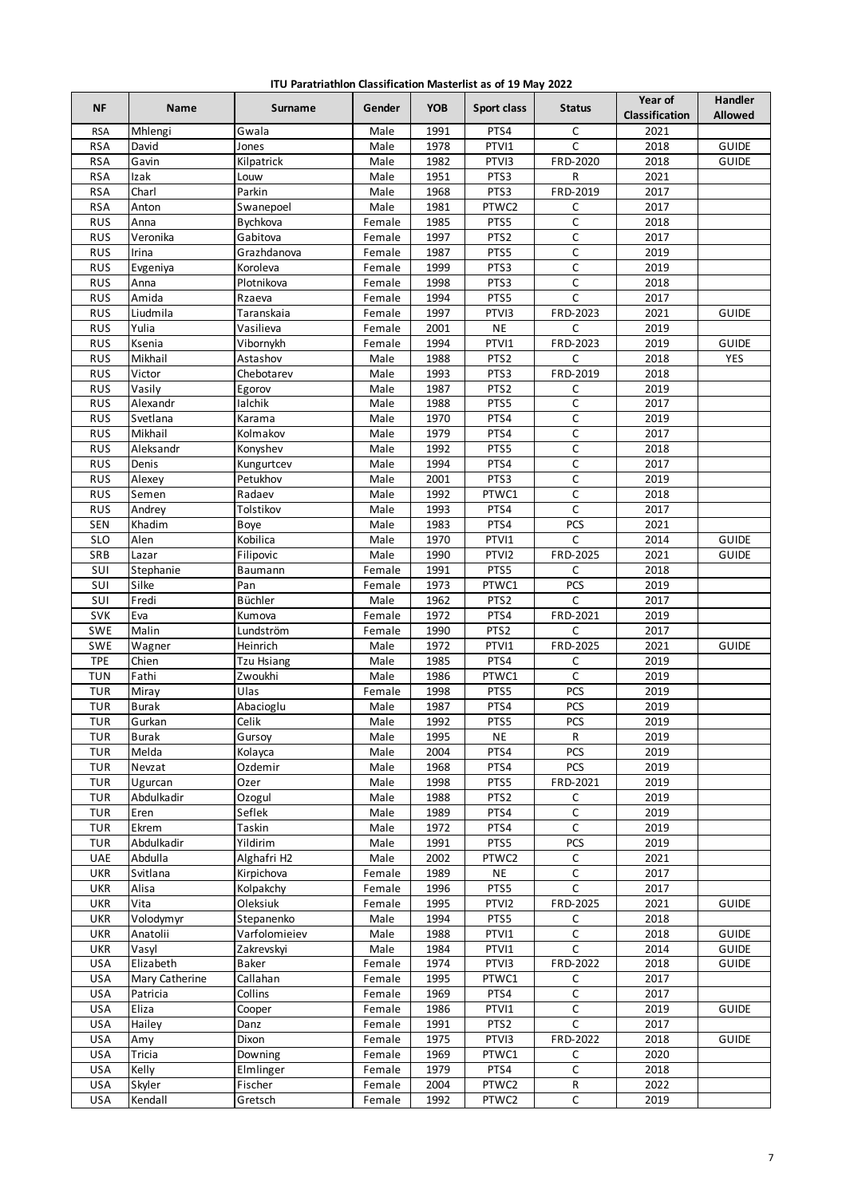**ITU Paratriathlon Classification Masterlist as of 19 May 2022**

| NF | Name | Surname | Gender | YOB | Sport class | Status | Year of Classification | Handler Allowed |
|---|---|---|---|---|---|---|---|---|
| RSA | Mhlengi | Gwala | Male | 1991 | PTS4 | C | 2021 | |
| RSA | David | Jones | Male | 1978 | PTVI1 | C | 2018 | GUIDE |
| RSA | Gavin | Kilpatrick | Male | 1982 | PTVI3 | FRD-2020 | 2018 | GUIDE |
| RSA | Izak | Louw | Male | 1951 | PTS3 | R | 2021 | |
| RSA | Charl | Parkin | Male | 1968 | PTS3 | FRD-2019 | 2017 | |
| RSA | Anton | Swanepoel | Male | 1981 | PTWC2 | C | 2017 | |
| RUS | Anna | Bychkova | Female | 1985 | PTS5 | C | 2018 | |
| RUS | Veronika | Gabitova | Female | 1997 | PTS2 | C | 2017 | |
| RUS | Irina | Grazhdanova | Female | 1987 | PTS5 | C | 2019 | |
| RUS | Evgeniya | Koroleva | Female | 1999 | PTS3 | C | 2019 | |
| RUS | Anna | Plotnikova | Female | 1998 | PTS3 | C | 2018 | |
| RUS | Amida | Rzaeva | Female | 1994 | PTS5 | C | 2017 | |
| RUS | Liudmila | Taranskaia | Female | 1997 | PTVI3 | FRD-2023 | 2021 | GUIDE |
| RUS | Yulia | Vasilieva | Female | 2001 | NE | C | 2019 | |
| RUS | Ksenia | Vibornykh | Female | 1994 | PTVI1 | FRD-2023 | 2019 | GUIDE |
| RUS | Mikhail | Astashov | Male | 1988 | PTS2 | C | 2018 | YES |
| RUS | Victor | Chebotarev | Male | 1993 | PTS3 | FRD-2019 | 2018 | |
| RUS | Vasily | Egorov | Male | 1987 | PTS2 | C | 2019 | |
| RUS | Alexandr | Ialchik | Male | 1988 | PTS5 | C | 2017 | |
| RUS | Svetlana | Karama | Male | 1970 | PTS4 | C | 2019 | |
| RUS | Mikhail | Kolmakov | Male | 1979 | PTS4 | C | 2017 | |
| RUS | Aleksandr | Konyshev | Male | 1992 | PTS5 | C | 2018 | |
| RUS | Denis | Kungurtcev | Male | 1994 | PTS4 | C | 2017 | |
| RUS | Alexey | Petukhov | Male | 2001 | PTS3 | C | 2019 | |
| RUS | Semen | Radaev | Male | 1992 | PTWC1 | C | 2018 | |
| RUS | Andrey | Tolstikov | Male | 1993 | PTS4 | C | 2017 | |
| SEN | Khadim | Boye | Male | 1983 | PTS4 | PCS | 2021 | |
| SLO | Alen | Kobilica | Male | 1970 | PTVI1 | C | 2014 | GUIDE |
| SRB | Lazar | Filipovic | Male | 1990 | PTVI2 | FRD-2025 | 2021 | GUIDE |
| SUI | Stephanie | Baumann | Female | 1991 | PTS5 | C | 2018 | |
| SUI | Silke | Pan | Female | 1973 | PTWC1 | PCS | 2019 | |
| SUI | Fredi | Büchler | Male | 1962 | PTS2 | C | 2017 | |
| SVK | Eva | Kumova | Female | 1972 | PTS4 | FRD-2021 | 2019 | |
| SWE | Malin | Lundström | Female | 1990 | PTS2 | C | 2017 | |
| SWE | Wagner | Heinrich | Male | 1972 | PTVI1 | FRD-2025 | 2021 | GUIDE |
| TPE | Chien | Tzu Hsiang | Male | 1985 | PTS4 | C | 2019 | |
| TUN | Fathi | Zwoukhi | Male | 1986 | PTWC1 | C | 2019 | |
| TUR | Miray | Ulas | Female | 1998 | PTS5 | PCS | 2019 | |
| TUR | Burak | Abacioglu | Male | 1987 | PTS4 | PCS | 2019 | |
| TUR | Gurkan | Celik | Male | 1992 | PTS5 | PCS | 2019 | |
| TUR | Burak | Gursoy | Male | 1995 | NE | R | 2019 | |
| TUR | Melda | Kolayca | Male | 2004 | PTS4 | PCS | 2019 | |
| TUR | Nevzat | Ozdemir | Male | 1968 | PTS4 | PCS | 2019 | |
| TUR | Ugurcan | Ozer | Male | 1998 | PTS5 | FRD-2021 | 2019 | |
| TUR | Abdulkadir | Ozogul | Male | 1988 | PTS2 | C | 2019 | |
| TUR | Eren | Seflek | Male | 1989 | PTS4 | C | 2019 | |
| TUR | Ekrem | Taskin | Male | 1972 | PTS4 | C | 2019 | |
| TUR | Abdulkadir | Yildirim | Male | 1991 | PTS5 | PCS | 2019 | |
| UAE | Abdulla | Alghafri H2 | Male | 2002 | PTWC2 | C | 2021 | |
| UKR | Svitlana | Kirpichova | Female | 1989 | NE | C | 2017 | |
| UKR | Alisa | Kolpakchy | Female | 1996 | PTS5 | C | 2017 | |
| UKR | Vita | Oleksiuk | Female | 1995 | PTVI2 | FRD-2025 | 2021 | GUIDE |
| UKR | Volodymyr | Stepanenko | Male | 1994 | PTS5 | C | 2018 | |
| UKR | Anatolii | Varfolomieiev | Male | 1988 | PTVI1 | C | 2018 | GUIDE |
| UKR | Vasyl | Zakrevskyi | Male | 1984 | PTVI1 | C | 2014 | GUIDE |
| USA | Elizabeth | Baker | Female | 1974 | PTVI3 | FRD-2022 | 2018 | GUIDE |
| USA | Mary Catherine | Callahan | Female | 1995 | PTWC1 | C | 2017 | |
| USA | Patricia | Collins | Female | 1969 | PTS4 | C | 2017 | |
| USA | Eliza | Cooper | Female | 1986 | PTVI1 | C | 2019 | GUIDE |
| USA | Hailey | Danz | Female | 1991 | PTS2 | C | 2017 | |
| USA | Amy | Dixon | Female | 1975 | PTVI3 | FRD-2022 | 2018 | GUIDE |
| USA | Tricia | Downing | Female | 1969 | PTWC1 | C | 2020 | |
| USA | Kelly | Elmlinger | Female | 1979 | PTS4 | C | 2018 | |
| USA | Skyler | Fischer | Female | 2004 | PTWC2 | R | 2022 | |
| USA | Kendall | Gretsch | Female | 1992 | PTWC2 | C | 2019 | |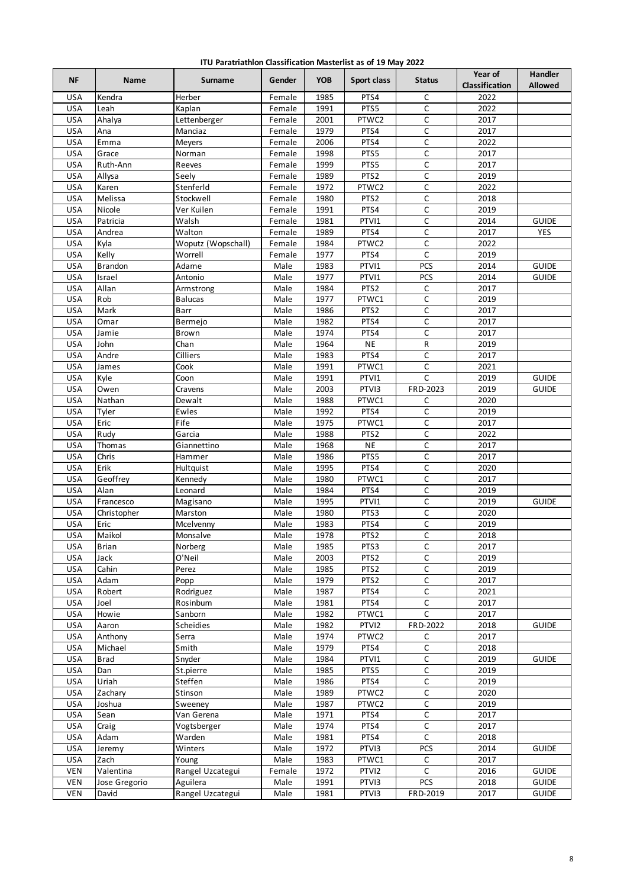**ITU Paratriathlon Classification Masterlist as of 19 May 2022**

| NF | Name | Surname | Gender | YOB | Sport class | Status | Year of Classification | Handler Allowed |
|---|---|---|---|---|---|---|---|---|
| USA | Kendra | Herber | Female | 1985 | PTS4 | C | 2022 | |
| USA | Leah | Kaplan | Female | 1991 | PTS5 | C | 2022 | |
| USA | Ahalya | Lettenberger | Female | 2001 | PTWC2 | C | 2017 | |
| USA | Ana | Manciaz | Female | 1979 | PTS4 | C | 2017 | |
| USA | Emma | Meyers | Female | 2006 | PTS4 | C | 2022 | |
| USA | Grace | Norman | Female | 1998 | PTS5 | C | 2017 | |
| USA | Ruth-Ann | Reeves | Female | 1999 | PTS5 | C | 2017 | |
| USA | Allysa | Seely | Female | 1989 | PTS2 | C | 2019 | |
| USA | Karen | Stenferld | Female | 1972 | PTWC2 | C | 2022 | |
| USA | Melissa | Stockwell | Female | 1980 | PTS2 | C | 2018 | |
| USA | Nicole | Ver Kuilen | Female | 1991 | PTS4 | C | 2019 | |
| USA | Patricia | Walsh | Female | 1981 | PTVI1 | C | 2014 | GUIDE |
| USA | Andrea | Walton | Female | 1989 | PTS4 | C | 2017 | YES |
| USA | Kyla | Woputz (Wopschall) | Female | 1984 | PTWC2 | C | 2022 | |
| USA | Kelly | Worrell | Female | 1977 | PTS4 | C | 2019 | |
| USA | Brandon | Adame | Male | 1983 | PTVI1 | PCS | 2014 | GUIDE |
| USA | Israel | Antonio | Male | 1977 | PTVI1 | PCS | 2014 | GUIDE |
| USA | Allan | Armstrong | Male | 1984 | PTS2 | C | 2017 | |
| USA | Rob | Balucas | Male | 1977 | PTWC1 | C | 2019 | |
| USA | Mark | Barr | Male | 1986 | PTS2 | C | 2017 | |
| USA | Omar | Bermejo | Male | 1982 | PTS4 | C | 2017 | |
| USA | Jamie | Brown | Male | 1974 | PTS4 | C | 2017 | |
| USA | John | Chan | Male | 1964 | NE | R | 2019 | |
| USA | Andre | Cilliers | Male | 1983 | PTS4 | C | 2017 | |
| USA | James | Cook | Male | 1991 | PTWC1 | C | 2021 | |
| USA | Kyle | Coon | Male | 1991 | PTVI1 | C | 2019 | GUIDE |
| USA | Owen | Cravens | Male | 2003 | PTVI3 | FRD-2023 | 2019 | GUIDE |
| USA | Nathan | Dewalt | Male | 1988 | PTWC1 | C | 2020 | |
| USA | Tyler | Ewles | Male | 1992 | PTS4 | C | 2019 | |
| USA | Eric | Fife | Male | 1975 | PTWC1 | C | 2017 | |
| USA | Rudy | Garcia | Male | 1988 | PTS2 | C | 2022 | |
| USA | Thomas | Giannettino | Male | 1968 | NE | C | 2017 | |
| USA | Chris | Hammer | Male | 1986 | PTS5 | C | 2017 | |
| USA | Erik | Hultquist | Male | 1995 | PTS4 | C | 2020 | |
| USA | Geoffrey | Kennedy | Male | 1980 | PTWC1 | C | 2017 | |
| USA | Alan | Leonard | Male | 1984 | PTS4 | C | 2019 | |
| USA | Francesco | Magisano | Male | 1995 | PTVI1 | C | 2019 | GUIDE |
| USA | Christopher | Marston | Male | 1980 | PTS3 | C | 2020 | |
| USA | Eric | Mcelvenny | Male | 1983 | PTS4 | C | 2019 | |
| USA | Maikol | Monsalve | Male | 1978 | PTS2 | C | 2018 | |
| USA | Brian | Norberg | Male | 1985 | PTS3 | C | 2017 | |
| USA | Jack | O'Neil | Male | 2003 | PTS2 | C | 2019 | |
| USA | Cahin | Perez | Male | 1985 | PTS2 | C | 2019 | |
| USA | Adam | Popp | Male | 1979 | PTS2 | C | 2017 | |
| USA | Robert | Rodriguez | Male | 1987 | PTS4 | C | 2021 | |
| USA | Joel | Rosinbum | Male | 1981 | PTS4 | C | 2017 | |
| USA | Howie | Sanborn | Male | 1982 | PTWC1 | C | 2017 | |
| USA | Aaron | Scheidies | Male | 1982 | PTVI2 | FRD-2022 | 2018 | GUIDE |
| USA | Anthony | Serra | Male | 1974 | PTWC2 | C | 2017 | |
| USA | Michael | Smith | Male | 1979 | PTS4 | C | 2018 | |
| USA | Brad | Snyder | Male | 1984 | PTVI1 | C | 2019 | GUIDE |
| USA | Dan | St.pierre | Male | 1985 | PTS5 | C | 2019 | |
| USA | Uriah | Steffen | Male | 1986 | PTS4 | C | 2019 | |
| USA | Zachary | Stinson | Male | 1989 | PTWC2 | C | 2020 | |
| USA | Joshua | Sweeney | Male | 1987 | PTWC2 | C | 2019 | |
| USA | Sean | Van Gerena | Male | 1971 | PTS4 | C | 2017 | |
| USA | Craig | Vogtsberger | Male | 1974 | PTS4 | C | 2017 | |
| USA | Adam | Warden | Male | 1981 | PTS4 | C | 2018 | |
| USA | Jeremy | Winters | Male | 1972 | PTVI3 | PCS | 2014 | GUIDE |
| USA | Zach | Young | Male | 1983 | PTWC1 | C | 2017 | |
| VEN | Valentina | Rangel Uzcategui | Female | 1972 | PTVI2 | C | 2016 | GUIDE |
| VEN | Jose Gregorio | Aguilera | Male | 1991 | PTVI3 | PCS | 2018 | GUIDE |
| VEN | David | Rangel Uzcategui | Male | 1981 | PTVI3 | FRD-2019 | 2017 | GUIDE |